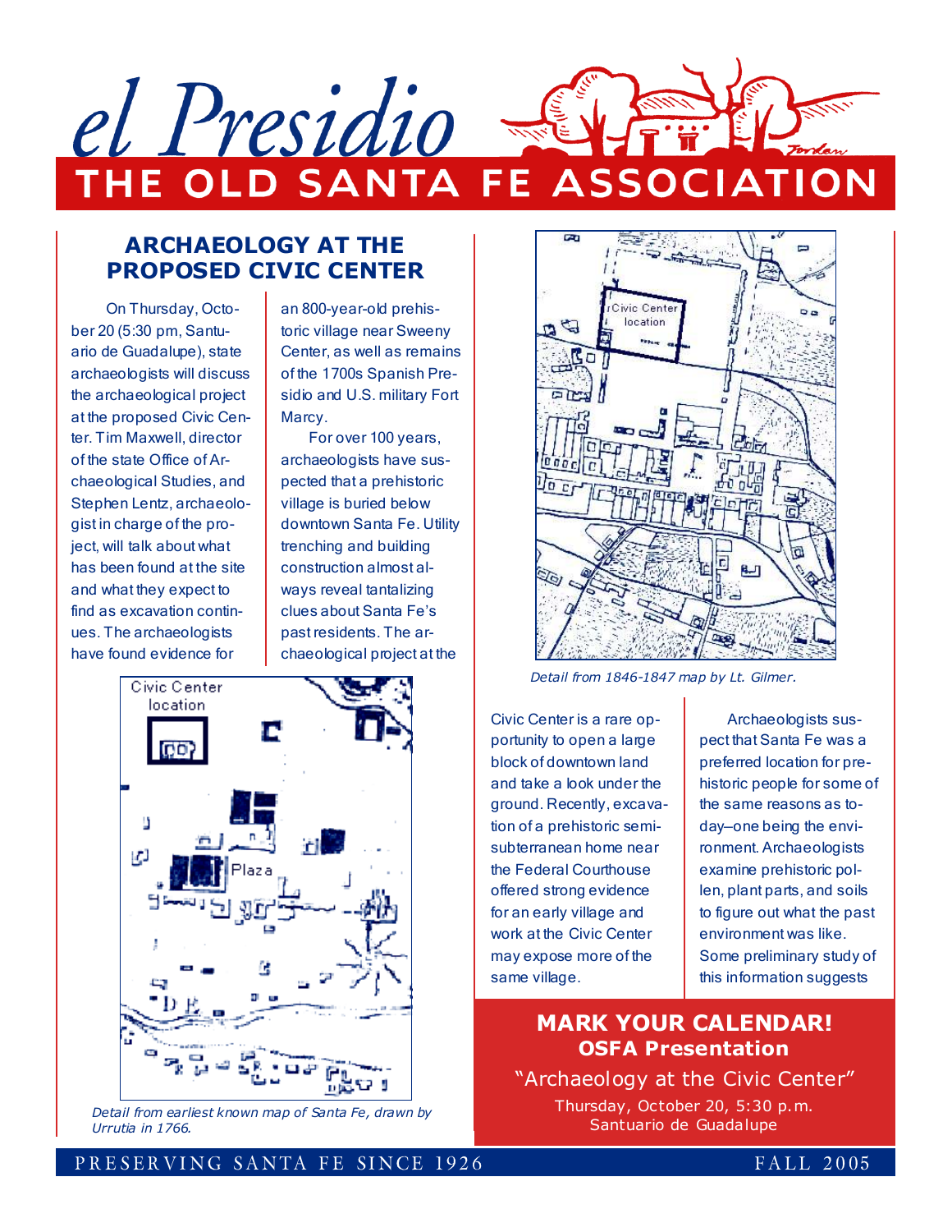# el Presidio

## THE OLD SANTA FE ASSOCIATION

## ARCHAEOLOGY AT THE PROPOSED CIVIC CENTER

On Thursday, October 20 (5:30 pm, Santuario de Guadalupe), state archaeologists will discuss the archaeological project at the proposed Civic Center. Tim Maxwell, director of the state Office of Archaeological Studies, and Stephen Lentz, archaeologist in charge of the project, will talk about what has been found at the site and what they expect to find as excavation continues. The archaeologists have found evidence for an 800-year-old prehistoric village near Sweeny Center, as well as remains of the 1700s Spanish Presidio and U.S. military Fort Marcy.

For over 100 years, archaeologists have suspected that a prehistoric village is buried below downtown Santa Fe. Utility trenching and building construction almost always reveal tantalizing clues about Santa Fe's past residents. The archaeological project at the Civic Center is a rare opportunity to open a large block of downtown land and take a look under the ground. Recently, excavation of a prehistoric semi-subterranean home near the Federal Courthouse offered strong evidence for an early village and work at the Civic Center may expose more of the same village.

Archaeologists suspect that Santa Fe was a preferred location for prehistoric people for some of the same reasons as today–one being the environment. Archaeologists examine prehistoric pollen, plant parts, and soils to figure out what the past environment was like. Some preliminary study of this information suggests

*Detail from earliest known map of Santa Fe, drawn by Urrutia in 1766.*

*Detail from 1846-1847 map by Lt. Gilmer.*

## MARK YOUR CALENDAR!

### OSFA Presentation

"Archaeology at the Civic Center"

Thursday, October 20, 5:30 p.m.
Santuario de Guadalupe

PRESERVING SANTA FE SINCE 1926 — FALL 2005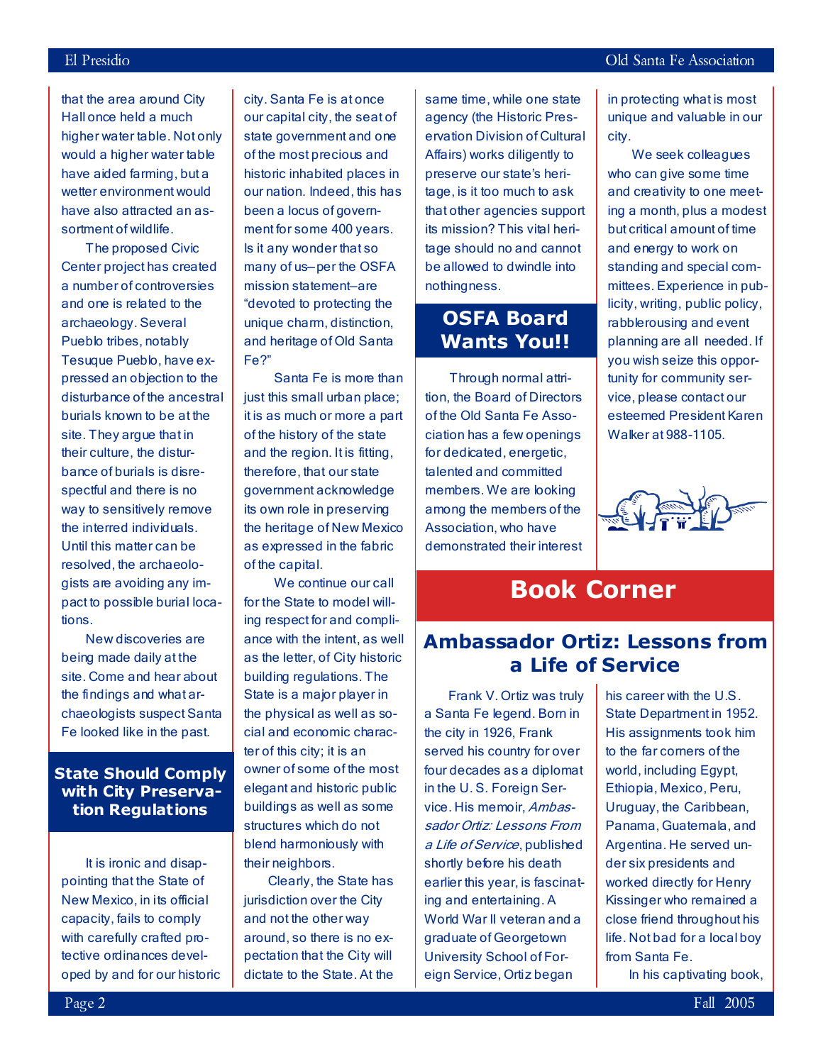that the area around City Hall once held a much higher water table. Not only would a higher water table have aided farming, but a wetter environment would have also attracted an assortment of wildlife.

The proposed Civic Center project has created a number of controversies and one is related to the archaeology. Several Pueblo tribes, notably Tesuque Pueblo, have expressed an objection to the disturbance of the ancestral burials known to be at the site. They argue that in their culture, the disturbance of burials is disrespectful and there is no way to sensitively remove the interred individuals. Until this matter can be resolved, the archaeologists are avoiding any impact to possible burial locations.

New discoveries are being made daily at the site. Come and hear about the findings and what archaeologists suspect Santa Fe looked like in the past.

## State Should Comply with City Preservation Regulations

It is ironic and disappointing that the State of New Mexico, in its official capacity, fails to comply with carefully crafted protective ordinances developed by and for our historic city. Santa Fe is at once our capital city, the seat of state government and one of the most precious and historic inhabited places in our nation. Indeed, this has been a locus of government for some 400 years. Is it any wonder that so many of us–per the OSFA mission statement–are "devoted to protecting the unique charm, distinction, and heritage of Old Santa Fe?"

Santa Fe is more than just this small urban place; it is as much or more a part of the history of the state and the region. It is fitting, therefore, that our state government acknowledge its own role in preserving the heritage of New Mexico as expressed in the fabric of the capital.

We continue our call for the State to model willing respect for and compliance with the intent, as well as the letter, of City historic building regulations. The State is a major player in the physical as well as social and economic character of this city; it is an owner of some of the most elegant and historic public buildings as well as some structures which do not blend harmoniously with their neighbors.

Clearly, the State has jurisdiction over the City and not the other way around, so there is no expectation that the City will dictate to the State. At the same time, while one state agency (the Historic Preservation Division of Cultural Affairs) works diligently to preserve our state's heritage, is it too much to ask that other agencies support its mission? This vital heritage should no and cannot be allowed to dwindle into nothingness.

## OSFA Board Wants You!!

Through normal attrition, the Board of Directors of the Old Santa Fe Association has a few openings for dedicated, energetic, talented and committed members. We are looking among the members of the Association, who have demonstrated their interest in protecting what is most unique and valuable in our city.

We seek colleagues who can give some time and creativity to one meeting a month, plus a modest but critical amount of time and energy to work on standing and special committees. Experience in publicity, writing, public policy, rabblerousing and event planning are all needed. If you wish seize this opportunity for community service, please contact our esteemed President Karen Walker at 988-1105.

# Book Corner

## Ambassador Ortiz: Lessons from a Life of Service

Frank V. Ortiz was truly a Santa Fe legend. Born in the city in 1926, Frank served his country for over four decades as a diplomat in the U. S. Foreign Service. His memoir, *Ambassador Ortiz: Lessons From a Life of Service*, published shortly before his death earlier this year, is fascinating and entertaining. A World War II veteran and a graduate of Georgetown University School of Foreign Service, Ortiz began his career with the U.S. State Department in 1952. His assignments took him to the far corners of the world, including Egypt, Ethiopia, Mexico, Peru, Uruguay, the Caribbean, Panama, Guatemala, and Argentina. He served under six presidents and worked directly for Henry Kissinger who remained a close friend throughout his life. Not bad for a local boy from Santa Fe.

In his captivating book,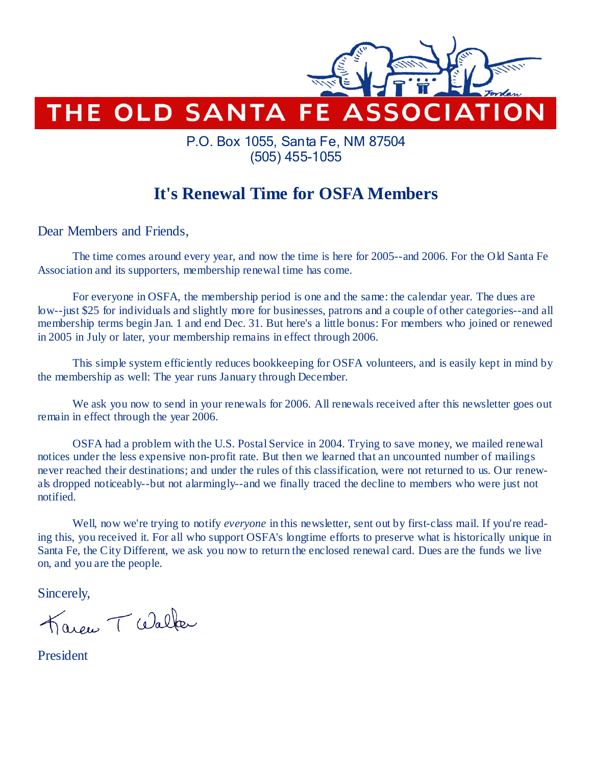# THE OLD SANTA FE ASSOCIATION

P.O. Box 1055, Santa Fe, NM 87504
(505) 455-1055

## It's Renewal Time for OSFA Members

Dear Members and Friends,

The time comes around every year, and now the time is here for 2005--and 2006. For the Old Santa Fe Association and its supporters, membership renewal time has come.

For everyone in OSFA, the membership period is one and the same: the calendar year. The dues are low--just $25 for individuals and slightly more for businesses, patrons and a couple of other categories--and all membership terms begin Jan. 1 and end Dec. 31. But here's a little bonus: For members who joined or renewed in 2005 in July or later, your membership remains in effect through 2006.

This simple system efficiently reduces bookkeeping for OSFA volunteers, and is easily kept in mind by the membership as well: The year runs January through December.

We ask you now to send in your renewals for 2006. All renewals received after this newsletter goes out remain in effect through the year 2006.

OSFA had a problem with the U.S. Postal Service in 2004. Trying to save money, we mailed renewal notices under the less expensive non-profit rate. But then we learned that an uncounted number of mailings never reached their destinations; and under the rules of this classification, were not returned to us. Our renewals dropped noticeably--but not alarmingly--and we finally traced the decline to members who were just not notified.

Well, now we're trying to notify *everyone* in this newsletter, sent out by first-class mail. If you're reading this, you received it. For all who support OSFA's longtime efforts to preserve what is historically unique in Santa Fe, the City Different, we ask you now to return the enclosed renewal card. Dues are the funds we live on, and you are the people.

Sincerely,

Karen T Walker

President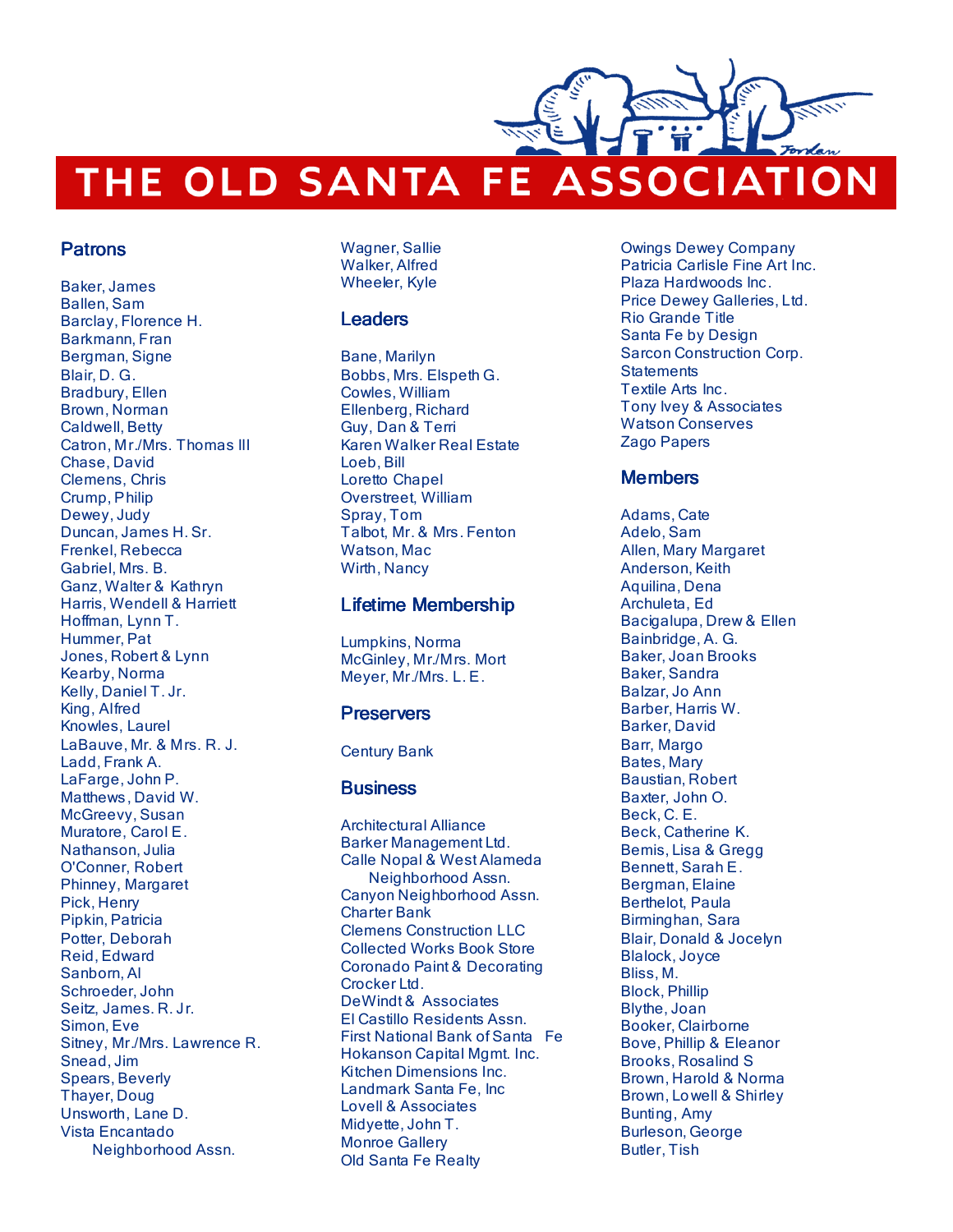# THE OLD SANTA FE ASSOCIATION

## Patrons

Baker, James
Ballen, Sam
Barclay, Florence H.
Barkmann, Fran
Bergman, Signe
Blair, D. G.
Bradbury, Ellen
Brown, Norman
Caldwell, Betty
Catron, Mr./Mrs. Thomas III
Chase, David
Clemens, Chris
Crump, Philip
Dewey, Judy
Duncan, James H. Sr.
Frenkel, Rebecca
Gabriel, Mrs. B.
Ganz, Walter & Kathryn
Harris, Wendell & Harriett
Hoffman, Lynn T.
Hummer, Pat
Jones, Robert & Lynn
Kearby, Norma
Kelly, Daniel T. Jr.
King, Alfred
Knowles, Laurel
LaBauve, Mr. & Mrs. R. J.
Ladd, Frank A.
LaFarge, John P.
Matthews, David W.
McGreevy, Susan
Muratore, Carol E.
Nathanson, Julia
O'Conner, Robert
Phinney, Margaret
Pick, Henry
Pipkin, Patricia
Potter, Deborah
Reid, Edward
Sanborn, Al
Schroeder, John
Seitz, James. R. Jr.
Simon, Eve
Sitney, Mr./Mrs. Lawrence R.
Snead, Jim
Spears, Beverly
Thayer, Doug
Unsworth, Lane D.
Vista Encantado Neighborhood Assn.
Wagner, Sallie
Walker, Alfred
Wheeler, Kyle

## Leaders

Bane, Marilyn
Bobbs, Mrs. Elspeth G.
Cowles, William
Ellenberg, Richard
Guy, Dan & Terri
Karen Walker Real Estate
Loeb, Bill
Loretto Chapel
Overstreet, William
Spray, Tom
Talbot, Mr. & Mrs. Fenton
Watson, Mac
Wirth, Nancy

## Lifetime Membership

Lumpkins, Norma
McGinley, Mr./Mrs. Mort
Meyer, Mr./Mrs. L. E.

## Preservers

Century Bank

## Business

Architectural Alliance
Barker Management Ltd.
Calle Nopal & West Alameda Neighborhood Assn.
Canyon Neighborhood Assn.
Charter Bank
Clemens Construction LLC
Collected Works Book Store
Coronado Paint & Decorating
Crocker Ltd.
DeWindt & Associates
El Castillo Residents Assn.
First National Bank of Santa Fe
Hokanson Capital Mgmt. Inc.
Kitchen Dimensions Inc.
Landmark Santa Fe, Inc
Lovell & Associates
Midyette, John T.
Monroe Gallery
Old Santa Fe Realty
Owings Dewey Company
Patricia Carlisle Fine Art Inc.
Plaza Hardwoods Inc.
Price Dewey Galleries, Ltd.
Rio Grande Title
Santa Fe by Design
Sarcon Construction Corp.
Statements
Textile Arts Inc.
Tony Ivey & Associates
Watson Conserves
Zago Papers

## Members

Adams, Cate
Adelo, Sam
Allen, Mary Margaret
Anderson, Keith
Aquilina, Dena
Archuleta, Ed
Bacigalupa, Drew & Ellen
Bainbridge, A. G.
Baker, Joan Brooks
Baker, Sandra
Balzar, Jo Ann
Barber, Harris W.
Barker, David
Barr, Margo
Bates, Mary
Baustian, Robert
Baxter, John O.
Beck, C. E.
Beck, Catherine K.
Bemis, Lisa & Gregg
Bennett, Sarah E.
Bergman, Elaine
Berthelot, Paula
Birminghan, Sara
Blair, Donald & Jocelyn
Blalock, Joyce
Bliss, M.
Block, Phillip
Blythe, Joan
Booker, Clairborne
Bove, Phillip & Eleanor
Brooks, Rosalind S
Brown, Harold & Norma
Brown, Lowell & Shirley
Bunting, Amy
Burleson, George
Butler, Tish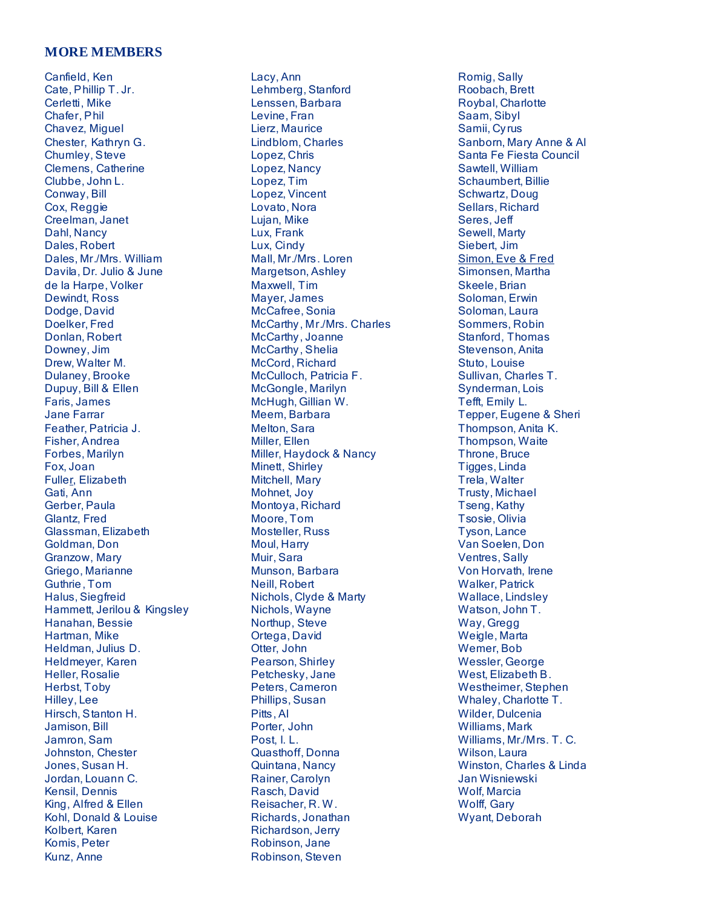## MORE MEMBERS

Canfield, Ken
Cate, Phillip T. Jr.
Cerletti, Mike
Chafer, Phil
Chavez, Miguel
Chester, Kathryn G.
Chumley, Steve
Clemens, Catherine
Clubbe, John L.
Conway, Bill
Cox, Reggie
Creelman, Janet
Dahl, Nancy
Dales, Robert
Dales, Mr./Mrs. William
Davila, Dr. Julio & June
de la Harpe, Volker
Dewindt, Ross
Dodge, David
Doelker, Fred
Donlan, Robert
Downey, Jim
Drew, Walter M.
Dulaney, Brooke
Dupuy, Bill & Ellen
Faris, James
Jane Farrar
Feather, Patricia J.
Fisher, Andrea
Forbes, Marilyn
Fox, Joan
Fuller, Elizabeth
Gati, Ann
Gerber, Paula
Glantz, Fred
Glassman, Elizabeth
Goldman, Don
Granzow, Mary
Griego, Marianne
Guthrie, Tom
Halus, Siegfreid
Hammett, Jerilou & Kingsley
Hanahan, Bessie
Hartman, Mike
Heldman, Julius D.
Heldmeyer, Karen
Heller, Rosalie
Herbst, Toby
Hilley, Lee
Hirsch, Stanton H.
Jamison, Bill
Jamron, Sam
Johnston, Chester
Jones, Susan H.
Jordan, Louann C.
Kensil, Dennis
King, Alfred & Ellen
Kohl, Donald & Louise
Kolbert, Karen
Komis, Peter
Kunz, Anne
Lacy, Ann
Lehmberg, Stanford
Lenssen, Barbara
Levine, Fran
Lierz, Maurice
Lindblom, Charles
Lopez, Chris
Lopez, Nancy
Lopez, Tim
Lopez, Vincent
Lovato, Nora
Lujan, Mike
Lux, Frank
Lux, Cindy
Mall, Mr./Mrs. Loren
Margetson, Ashley
Maxwell, Tim
Mayer, James
McCafree, Sonia
McCarthy, Mr./Mrs. Charles
McCarthy, Joanne
McCarthy, Shelia
McCord, Richard
McCulloch, Patricia F.
McGongle, Marilyn
McHugh, Gillian W.
Meem, Barbara
Melton, Sara
Miller, Ellen
Miller, Haydock & Nancy
Minett, Shirley
Mitchell, Mary
Mohnet, Joy
Montoya, Richard
Moore, Tom
Mosteller, Russ
Moul, Harry
Muir, Sara
Munson, Barbara
Neill, Robert
Nichols, Clyde & Marty
Nichols, Wayne
Northup, Steve
Ortega, David
Otter, John
Pearson, Shirley
Petchesky, Jane
Peters, Cameron
Phillips, Susan
Pitts, Al
Porter, John
Post, I. L.
Quasthoff, Donna
Quintana, Nancy
Rainer, Carolyn
Rasch, David
Reisacher, R. W.
Richards, Jonathan
Richardson, Jerry
Robinson, Jane
Robinson, Steven
Romig, Sally
Roobach, Brett
Roybal, Charlotte
Saam, Sibyl
Samii, Cyrus
Sanborn, Mary Anne & Al
Santa Fe Fiesta Council
Sawtell, William
Schaumbert, Billie
Schwartz, Doug
Sellars, Richard
Seres, Jeff
Sewell, Marty
Siebert, Jim
Simon, Eve & Fred
Simonsen, Martha
Skeele, Brian
Soloman, Erwin
Soloman, Laura
Sommers, Robin
Stanford, Thomas
Stevenson, Anita
Stuto, Louise
Sullivan, Charles T.
Synderman, Lois
Tefft, Emily L.
Tepper, Eugene & Sheri
Thompson, Anita K.
Thompson, Waite
Throne, Bruce
Tigges, Linda
Trela, Walter
Trusty, Michael
Tseng, Kathy
Tsosie, Olivia
Tyson, Lance
Van Soelen, Don
Ventres, Sally
Von Horvath, Irene
Walker, Patrick
Wallace, Lindsley
Watson, John T.
Way, Gregg
Weigle, Marta
Werner, Bob
Wessler, George
West, Elizabeth B.
Westheimer, Stephen
Whaley, Charlotte T.
Wilder, Dulcenia
Williams, Mark
Williams, Mr./Mrs. T. C.
Wilson, Laura
Winston, Charles & Linda
Jan Wisniewski
Wolf, Marcia
Wolff, Gary
Wyant, Deborah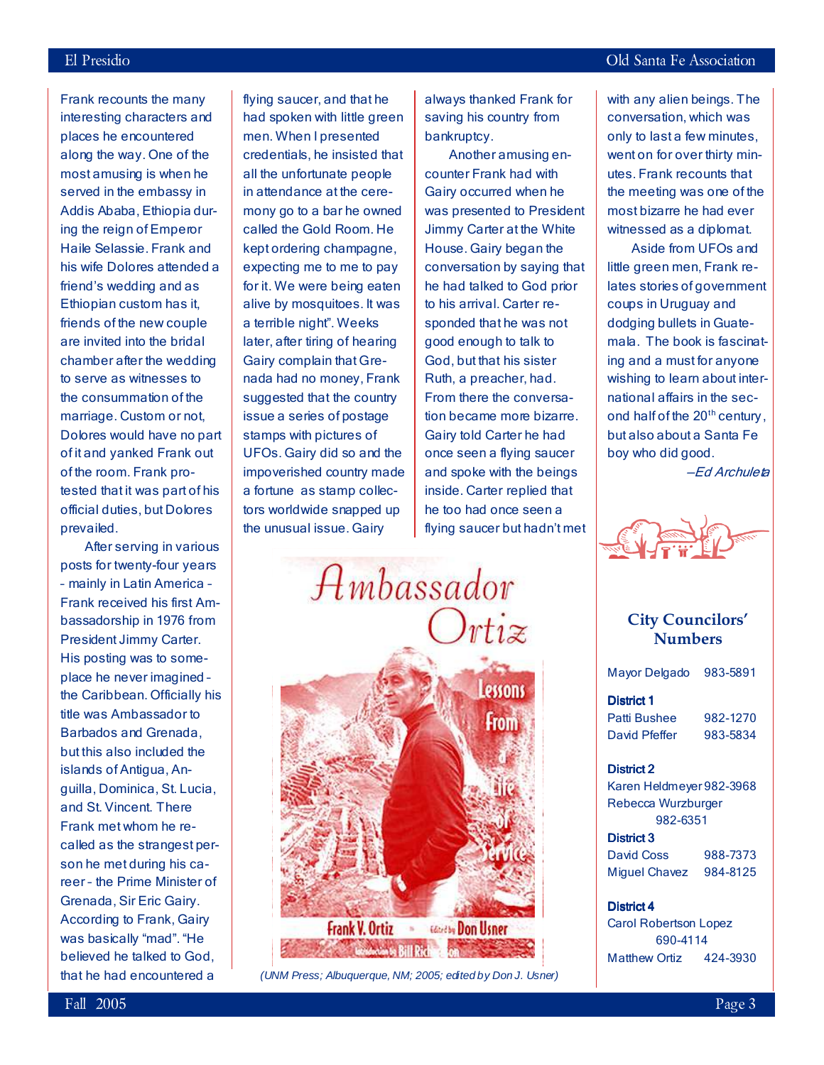Frank recounts the many interesting characters and places he encountered along the way. One of the most amusing is when he served in the embassy in Addis Ababa, Ethiopia during the reign of Emperor Haile Selassie. Frank and his wife Dolores attended a friend's wedding and as Ethiopian custom has it, friends of the new couple are invited into the bridal chamber after the wedding to serve as witnesses to the consummation of the marriage. Custom or not, Dolores would have no part of it and yanked Frank out of the room. Frank protested that it was part of his official duties, but Dolores prevailed.

After serving in various posts for twenty-four years - mainly in Latin America - Frank received his first Ambassadorship in 1976 from President Jimmy Carter. His posting was to someplace he never imagined - the Caribbean. Officially his title was Ambassador to Barbados and Grenada, but this also included the islands of Antigua, Anguilla, Dominica, St. Lucia, and St. Vincent. There Frank met whom he recalled as the strangest person he met during his career - the Prime Minister of Grenada, Sir Eric Gairy. According to Frank, Gairy was basically "mad". "He believed he talked to God, that he had encountered a flying saucer, and that he had spoken with little green men. When I presented credentials, he insisted that all the unfortunate people in attendance at the ceremony go to a bar he owned called the Gold Room. He kept ordering champagne, expecting me to me to pay for it. We were being eaten alive by mosquitoes. It was a terrible night". Weeks later, after tiring of hearing Gairy complain that Grenada had no money, Frank suggested that the country issue a series of postage stamps with pictures of UFOs. Gairy did so and the impoverished country made a fortune as stamp collectors worldwide snapped up the unusual issue. Gairy always thanked Frank for saving his country from bankruptcy.

Another amusing encounter Frank had with Gairy occurred when he was presented to President Jimmy Carter at the White House. Gairy began the conversation by saying that he had talked to God prior to his arrival. Carter responded that he was not good enough to talk to God, but that his sister Ruth, a preacher, had. From there the conversation became more bizarre. Gairy told Carter he had once seen a flying saucer and spoke with the beings inside. Carter replied that he too had once seen a flying saucer but hadn't met with any alien beings. The conversation, which was only to last a few minutes, went on for over thirty minutes. Frank recounts that the meeting was one of the most bizarre he had ever witnessed as a diplomat.

Aside from UFOs and little green men, Frank relates stories of government coups in Uruguay and dodging bullets in Guatemala. The book is fascinating and a must for anyone wishing to learn about international affairs in the second half of the 20th century, but also about a Santa Fe boy who did good.

*–Ed Archuleta*

*(UNM Press; Albuquerque, NM; 2005; edited by Don J. Usner)*

## City Councilors' Numbers

Mayor Delgado 983-5891

**District 1**
Patti Bushee 982-1270
David Pfeffer 983-5834

**District 2**
Karen Heldmeyer 982-3968
Rebecca Wurzburger 982-6351

**District 3**
David Coss 988-7373
Miguel Chavez 984-8125

**District 4**
Carol Robertson Lopez 690-4114
Matthew Ortiz 424-3930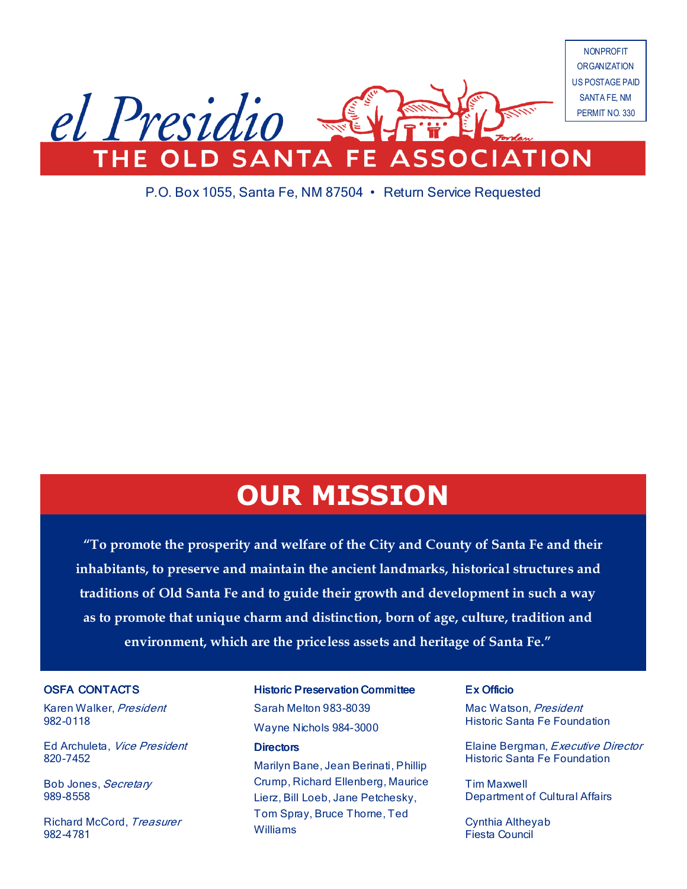NONPROFIT ORGANIZATION US POSTAGE PAID SANTA FE, NM PERMIT NO. 330

# el Presidio

## THE OLD SANTA FE ASSOCIATION

P.O. Box 1055, Santa Fe, NM 87504 • Return Service Requested

## OUR MISSION

**"To promote the prosperity and welfare of the City and County of Santa Fe and their inhabitants, to preserve and maintain the ancient landmarks, historical structures and traditions of Old Santa Fe and to guide their growth and development in such a way as to promote that unique charm and distinction, born of age, culture, tradition and environment, which are the priceless assets and heritage of Santa Fe."**

### OSFA CONTACTS

Karen Walker, *President*
982-0118

Ed Archuleta, *Vice President*
820-7452

Bob Jones, *Secretary*
989-8558

Richard McCord, *Treasurer*
982-4781

### Historic Preservation Committee

Sarah Melton 983-8039

Wayne Nichols 984-3000

### Directors

Marilyn Bane, Jean Berinati, Phillip Crump, Richard Ellenberg, Maurice Lierz, Bill Loeb, Jane Petchesky, Tom Spray, Bruce Thorne, Ted Williams

### Ex Officio

Mac Watson, *President*
Historic Santa Fe Foundation

Elaine Bergman, *Executive Director*
Historic Santa Fe Foundation

Tim Maxwell
Department of Cultural Affairs

Cynthia Altheyab
Fiesta Council